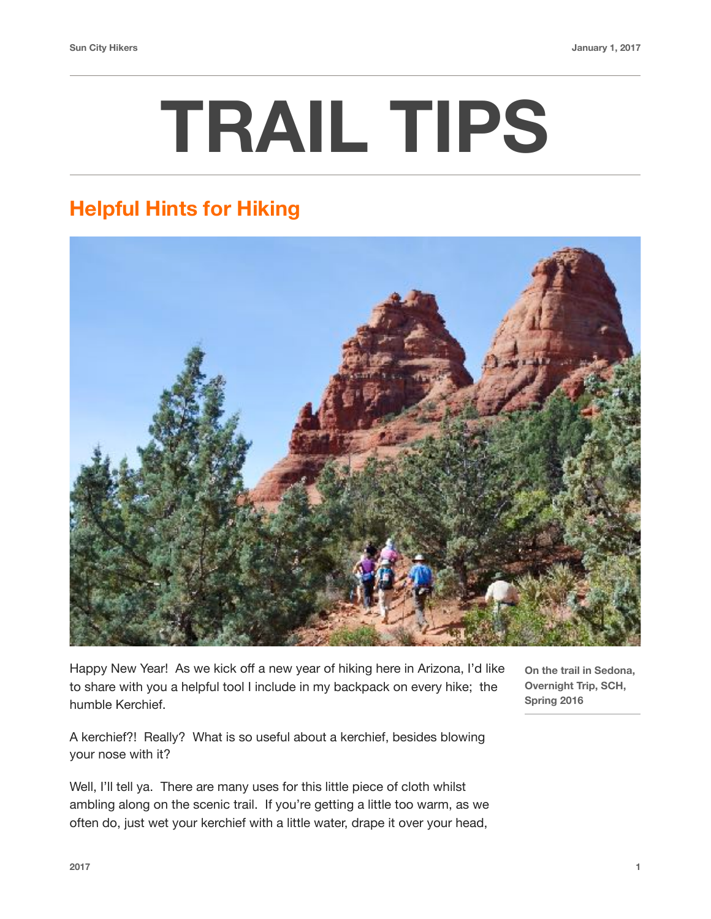# TRAIL TIPS

## Helpful Hints for Hiking

On the trail in Sedona, Overnight Trip, SCH, Spring 2016

Happy New Year! As we kick off a new year of hiking here in Arizona, I'd like to share with you a helpful tool I include in my backpack on every hike; the humble Kerchief.

A kerchief?! Really? What is so useful about a kerchief, besides blowing your nose with it?

Well, I'll tell ya. There are many uses for this little piece of cloth whilst ambling along on the scenic trail. If you're getting a little too warm, as we often do, just wet your kerchief with a little water, drape it over your head,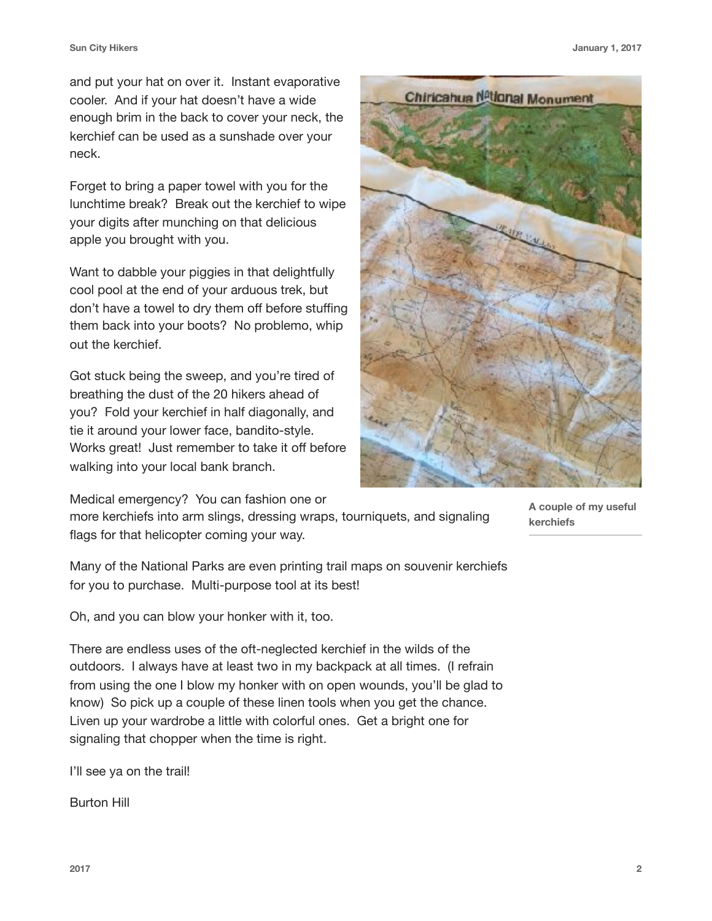and put your hat on over it. Instant evaporative cooler. And if your hat doesn't have a wide enough brim in the back to cover your neck, the kerchief can be used as a sunshade over your neck.

Forget to bring a paper towel with you for the lunchtime break? Break out the kerchief to wipe your digits after munching on that delicious apple you brought with you.

Want to dabble your piggies in that delightfully cool pool at the end of your arduous trek, but don't have a towel to dry them off before stuffing them back into your boots? No problemo, whip out the kerchief.

Got stuck being the sweep, and you're tired of breathing the dust of the 20 hikers ahead of you? Fold your kerchief in half diagonally, and tie it around your lower face, bandito-style. Works great! Just remember to take it off before walking into your local bank branch.

Medical emergency? You can fashion one or more kerchiefs into arm slings, dressing wraps, tourniquets, and signaling flags for that helicopter coming your way.

A couple of my useful kerchiefs

Many of the National Parks are even printing trail maps on souvenir kerchiefs for you to purchase. Multi-purpose tool at its best!

Oh, and you can blow your honker with it, too.

There are endless uses of the oft-neglected kerchief in the wilds of the outdoors. I always have at least two in my backpack at all times. (I refrain from using the one I blow my honker with on open wounds, you'll be glad to know) So pick up a couple of these linen tools when you get the chance. Liven up your wardrobe a little with colorful ones. Get a bright one for signaling that chopper when the time is right.

I'll see ya on the trail!

Burton Hill